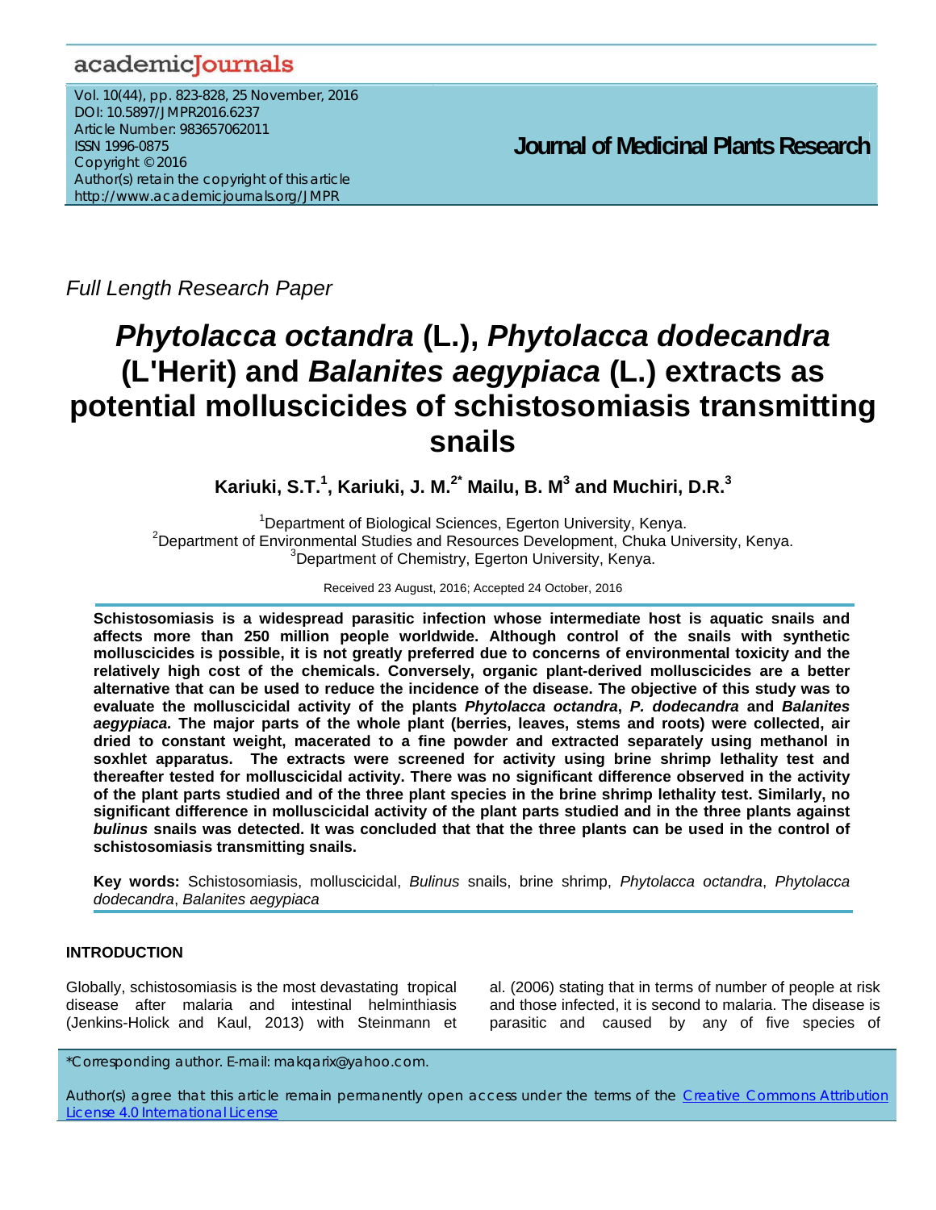Full Length Research Paper

# *Phytolacca octandra* (L.), *Phytolacca dodecandra* (L'Herit) and *Balanites aegypiaca* (L.) extracts as potential molluscicides of schistosomiasis transmitting snails

**Kariuki, S.T.[1], Kariuki, J. M.[2*] Mailu, B. M[3] and Muchiri, D.R.[3]**

[1]Department of Biological Sciences, Egerton University, Kenya.
[2]Department of Environmental Studies and Resources Development, Chuka University, Kenya.
[3]Department of Chemistry, Egerton University, Kenya.

Received 23 August, 2016; Accepted 24 October, 2016

**Schistosomiasis is a widespread parasitic infection whose intermediate host is aquatic snails and affects more than 250 million people worldwide. Although control of the snails with synthetic molluscicides is possible, it is not greatly preferred due to concerns of environmental toxicity and the relatively high cost of the chemicals. Conversely, organic plant-derived molluscicides are a better alternative that can be used to reduce the incidence of the disease. The objective of this study was to evaluate the molluscicidal activity of the plants *Phytolacca octandra*, *P. dodecandra* and *Balanites aegypiaca.* The major parts of the whole plant (berries, leaves, stems and roots) were collected, air dried to constant weight, macerated to a fine powder and extracted separately using methanol in soxhlet apparatus. The extracts were screened for activity using brine shrimp lethality test and thereafter tested for molluscicidal activity. There was no significant difference observed in the activity of the plant parts studied and of the three plant species in the brine shrimp lethality test. Similarly, no significant difference in molluscicidal activity of the plant parts studied and in the three plants against *bulinus* snails was detected. It was concluded that that the three plants can be used in the control of schistosomiasis transmitting snails.**

**Key words:** Schistosomiasis, molluscicidal, *Bulinus* snails, brine shrimp, *Phytolacca octandra*, *Phytolacca dodecandra*, *Balanites aegypiaca*

## INTRODUCTION

Globally, schistosomiasis is the most devastating tropical disease after malaria and intestinal helminthiasis (Jenkins-Holick and Kaul, 2013) with Steinmann et al. (2006) stating that in terms of number of people at risk and those infected, it is second to malaria. The disease is parasitic and caused by any of five species of

*Corresponding author. E-mail: makqarix@yahoo.com.

Author(s) agree that this article remain permanently open access under the terms of the Creative Commons Attribution License 4.0 International License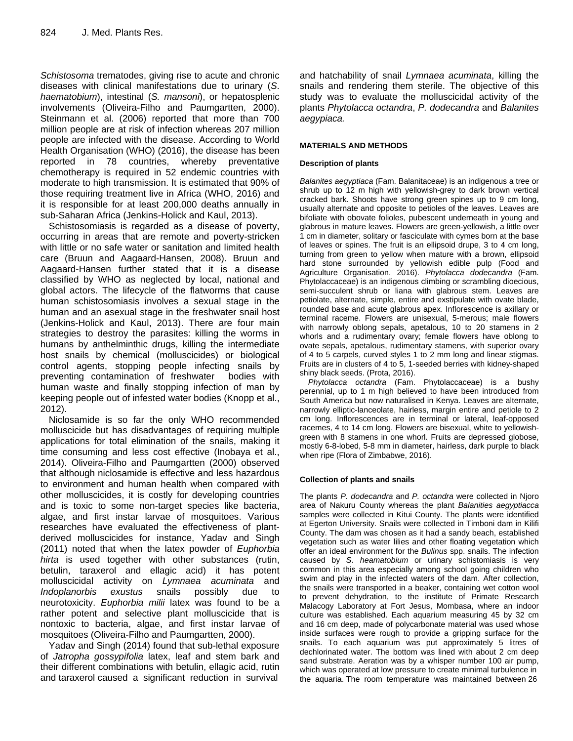*Schistosoma* trematodes, giving rise to acute and chronic diseases with clinical manifestations due to urinary (*S. haematobium*), intestinal (*S. mansoni*), or hepatosplenic involvements (Oliveira-Filho and Paumgartten, 2000). Steinmann et al. (2006) reported that more than 700 million people are at risk of infection whereas 207 million people are infected with the disease. According to World Health Organisation (WHO) (2016), the disease has been reported in 78 countries, whereby preventative chemotherapy is required in 52 endemic countries with moderate to high transmission. It is estimated that 90% of those requiring treatment live in Africa (WHO, 2016) and it is responsible for at least 200,000 deaths annually in sub-Saharan Africa (Jenkins-Holick and Kaul, 2013).

Schistosomiasis is regarded as a disease of poverty, occurring in areas that are remote and poverty-stricken with little or no safe water or sanitation and limited health care (Bruun and Aagaard-Hansen, 2008). Bruun and Aagaard-Hansen further stated that it is a disease classified by WHO as neglected by local, national and global actors. The lifecycle of the flatworms that cause human schistosomiasis involves a sexual stage in the human and an asexual stage in the freshwater snail host (Jenkins-Holick and Kaul, 2013). There are four main strategies to destroy the parasites: killing the worms in humans by anthelminthic drugs, killing the intermediate host snails by chemical (molluscicides) or biological control agents, stopping people infecting snails by preventing contamination of freshwater bodies with human waste and finally stopping infection of man by keeping people out of infested water bodies (Knopp et al., 2012).

Niclosamide is so far the only WHO recommended molluscicide but has disadvantages of requiring multiple applications for total elimination of the snails, making it time consuming and less cost effective (Inobaya et al., 2014). Oliveira-Filho and Paumgartten (2000) observed that although niclosamide is effective and less hazardous to environment and human health when compared with other molluscicides, it is costly for developing countries and is toxic to some non-target species like bacteria, algae, and first instar larvae of mosquitoes. Various researches have evaluated the effectiveness of plant-derived molluscicides for instance, Yadav and Singh (2011) noted that when the latex powder of *Euphorbia hirta* is used together with other substances (rutin, betulin, taraxerol and ellagic acid) it has potent molluscicidal activity on *Lymnaea acuminata* and *Indoplanorbis exustus* snails possibly due to neurotoxicity. *Euphorbia milii* latex was found to be a rather potent and selective plant molluscicide that is nontoxic to bacteria, algae, and first instar larvae of mosquitoes (Oliveira-Filho and Paumgartten, 2000).

Yadav and Singh (2014) found that sub-lethal exposure of *Jatropha gossypifolia* latex, leaf and stem bark and their different combinations with betulin, ellagic acid, rutin and taraxerol caused a significant reduction in survival and hatchability of snail *Lymnaea acuminata*, killing the snails and rendering them sterile. The objective of this study was to evaluate the molluscicidal activity of the plants *Phytolacca octandra*, *P. dodecandra* and *Balanites aegypiaca.*

## MATERIALS AND METHODS

### Description of plants

*Balanites aegyptiaca* (Fam. Balanitaceae) is an indigenous a tree or shrub up to 12 m high with yellowish-grey to dark brown vertical cracked bark. Shoots have strong green spines up to 9 cm long, usually alternate and opposite to petioles of the leaves. Leaves are bifoliate with obovate folioles, pubescent underneath in young and glabrous in mature leaves. Flowers are green-yellowish, a little over 1 cm in diameter, solitary or fasciculate with cymes born at the base of leaves or spines. The fruit is an ellipsoid drupe, 3 to 4 cm long, turning from green to yellow when mature with a brown, ellipsoid hard stone surrounded by yellowish edible pulp (Food and Agriculture Organisation. 2016). *Phytolacca dodecandra* (Fam. Phytolaccaceae) is an indigenous climbing or scrambling dioecious, semi-succulent shrub or liana with glabrous stem. Leaves are petiolate, alternate, simple, entire and exstipulate with ovate blade, rounded base and acute glabrous apex. Inflorescence is axillary or terminal raceme. Flowers are unisexual, 5-merous; male flowers with narrowly oblong sepals, apetalous, 10 to 20 stamens in 2 whorls and a rudimentary ovary; female flowers have oblong to ovate sepals, apetalous, rudimentary stamens, with superior ovary of 4 to 5 carpels, curved styles 1 to 2 mm long and linear stigmas. Fruits are in clusters of 4 to 5, 1-seeded berries with kidney-shaped shiny black seeds. (Prota, 2016).

*Phytolacca octandra* (Fam. Phytolaccaceae) is a bushy perennial, up to 1 m high believed to have been introduced from South America but now naturalised in Kenya. Leaves are alternate, narrowly elliptic-lanceolate, hairless, margin entire and petiole to 2 cm long. Inflorescences are in terminal or lateral, leaf-opposed racemes, 4 to 14 cm long. Flowers are bisexual, white to yellowish-green with 8 stamens in one whorl. Fruits are depressed globose, mostly 6-8-lobed, 5-8 mm in diameter, hairless, dark purple to black when ripe (Flora of Zimbabwe, 2016).

### Collection of plants and snails

The plants *P. dodecandra* and *P. octandra* were collected in Njoro area of Nakuru County whereas the plant *Balanities aegyptiacca* samples were collected in Kitui County. The plants were identified at Egerton University. Snails were collected in Timboni dam in Kilifi County. The dam was chosen as it had a sandy beach, established vegetation such as water lilies and other floating vegetation which offer an ideal environment for the *Bulinus* spp. snails. The infection caused by *S. heamatobium* or urinary schistomiasis is very common in this area especially among school going children who swim and play in the infected waters of the dam. After collection, the snails were transported in a beaker, containing wet cotton wool to prevent dehydration, to the institute of Primate Research Malacogy Laboratory at Fort Jesus, Mombasa, where an indoor culture was established. Each aquarium measuring 45 by 32 cm and 16 cm deep, made of polycarbonate material was used whose inside surfaces were rough to provide a gripping surface for the snails. To each aquarium was put approximately 5 litres of dechlorinated water. The bottom was lined with about 2 cm deep sand substrate. Aeration was by a whisper number 100 air pump, which was operated at low pressure to create minimal turbulence in the aquaria. The room temperature was maintained between 26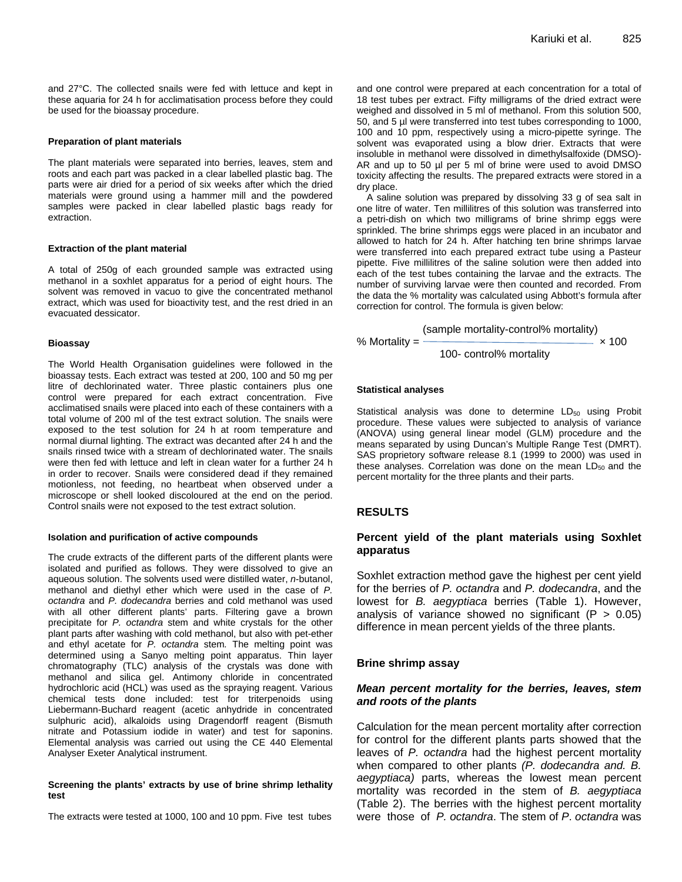and 27°C. The collected snails were fed with lettuce and kept in these aquaria for 24 h for acclimatisation process before they could be used for the bioassay procedure.

### Preparation of plant materials

The plant materials were separated into berries, leaves, stem and roots and each part was packed in a clear labelled plastic bag. The parts were air dried for a period of six weeks after which the dried materials were ground using a hammer mill and the powdered samples were packed in clear labelled plastic bags ready for extraction.

### Extraction of the plant material

A total of 250g of each grounded sample was extracted using methanol in a soxhlet apparatus for a period of eight hours. The solvent was removed in vacuo to give the concentrated methanol extract, which was used for bioactivity test, and the rest dried in an evacuated dessicator.

### Bioassay

The World Health Organisation guidelines were followed in the bioassay tests. Each extract was tested at 200, 100 and 50 mg per litre of dechlorinated water. Three plastic containers plus one control were prepared for each extract concentration. Five acclimatised snails were placed into each of these containers with a total volume of 200 ml of the test extract solution. The snails were exposed to the test solution for 24 h at room temperature and normal diurnal lighting. The extract was decanted after 24 h and the snails rinsed twice with a stream of dechlorinated water. The snails were then fed with lettuce and left in clean water for a further 24 h in order to recover. Snails were considered dead if they remained motionless, not feeding, no heartbeat when observed under a microscope or shell looked discoloured at the end on the period. Control snails were not exposed to the test extract solution.

### Isolation and purification of active compounds

The crude extracts of the different parts of the different plants were isolated and purified as follows. They were dissolved to give an aqueous solution. The solvents used were distilled water, *n*-butanol, methanol and diethyl ether which were used in the case of *P. octandra* and *P. dodecandra* berries and cold methanol was used with all other different plants' parts. Filtering gave a brown precipitate for *P. octandra* stem and white crystals for the other plant parts after washing with cold methanol, but also with pet-ether and ethyl acetate for *P. octandra* stem. The melting point was determined using a Sanyo melting point apparatus. Thin layer chromatography (TLC) analysis of the crystals was done with methanol and silica gel. Antimony chloride in concentrated hydrochloric acid (HCL) was used as the spraying reagent. Various chemical tests done included: test for triterpenoids using Liebermann-Buchard reagent (acetic anhydride in concentrated sulphuric acid), alkaloids using Dragendorff reagent (Bismuth nitrate and Potassium iodide in water) and test for saponins. Elemental analysis was carried out using the CE 440 Elemental Analyser Exeter Analytical instrument.

### Screening the plants' extracts by use of brine shrimp lethality test

The extracts were tested at 1000, 100 and 10 ppm. Five test tubes and one control were prepared at each concentration for a total of 18 test tubes per extract. Fifty milligrams of the dried extract were weighed and dissolved in 5 ml of methanol. From this solution 500, 50, and 5 µl were transferred into test tubes corresponding to 1000, 100 and 10 ppm, respectively using a micro-pipette syringe. The solvent was evaporated using a blow drier. Extracts that were insoluble in methanol were dissolved in dimethylsalfoxide (DMSO)-AR and up to 50 µl per 5 ml of brine were used to avoid DMSO toxicity affecting the results. The prepared extracts were stored in a dry place.

A saline solution was prepared by dissolving 33 g of sea salt in one litre of water. Ten millilitres of this solution was transferred into a petri-dish on which two milligrams of brine shrimp eggs were sprinkled. The brine shrimps eggs were placed in an incubator and allowed to hatch for 24 h. After hatching ten brine shrimps larvae were transferred into each prepared extract tube using a Pasteur pipette. Five millilitres of the saline solution were then added into each of the test tubes containing the larvae and the extracts. The number of surviving larvae were then counted and recorded. From the data the % mortality was calculated using Abbott's formula after correction for control. The formula is given below:

$$\% \text{ Mortality} = \frac{(\text{sample mortality-control\% mortality})}{100\text{- control\% mortality}} \times 100$$

### Statistical analyses

Statistical analysis was done to determine $LD_{50}$ using Probit procedure. These values were subjected to analysis of variance (ANOVA) using general linear model (GLM) procedure and the means separated by using Duncan's Multiple Range Test (DMRT). SAS proprietory software release 8.1 (1999 to 2000) was used in these analyses. Correlation was done on the mean $LD_{50}$ and the percent mortality for the three plants and their parts.

## RESULTS

### Percent yield of the plant materials using Soxhlet apparatus

Soxhlet extraction method gave the highest per cent yield for the berries of *P. octandra* and *P. dodecandra*, and the lowest for *B. aegyptiaca* berries (Table 1). However, analysis of variance showed no significant ($P > 0.05$) difference in mean percent yields of the three plants.

### Brine shrimp assay

#### *Mean percent mortality for the berries, leaves, stem and roots of the plants*

Calculation for the mean percent mortality after correction for control for the different plants parts showed that the leaves of *P. octandra* had the highest percent mortality when compared to other plants *(P. dodecandra and. B. aegyptiaca)* parts, whereas the lowest mean percent mortality was recorded in the stem of *B. aegyptiaca* (Table 2). The berries with the highest percent mortality were those of *P. octandra*. The stem of *P. octandra* was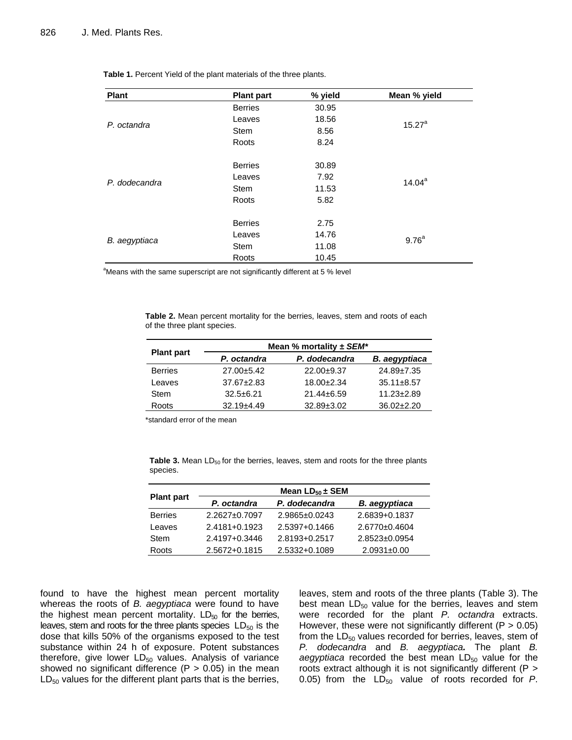**Table 1.** Percent Yield of the plant materials of the three plants.

| Plant | Plant part | % yield | Mean % yield |
|---|---|---|---|
| *P. octandra* | Berries | 30.95 | $15.27^a$ |
| | Leaves | 18.56 | |
| | Stem | 8.56 | |
| | Roots | 8.24 | |
| *P. dodecandra* | Berries | 30.89 | $14.04^a$ |
| | Leaves | 7.92 | |
| | Stem | 11.53 | |
| | Roots | 5.82 | |
| *B. aegyptiaca* | Berries | 2.75 | $9.76^a$ |
| | Leaves | 14.76 | |
| | Stem | 11.08 | |
| | Roots | 10.45 | |

[a]Means with the same superscript are not significantly different at 5 % level

**Table 2.** Mean percent mortality for the berries, leaves, stem and roots of each of the three plant species.

| Plant part | Mean % mortality ± *SEM** | | |
|---|---|---|---|
| | *P. octandra* | *P. dodecandra* | *B. aegyptiaca* |
| Berries | 27.00±5.42 | 22.00±9.37 | 24.89±7.35 |
| Leaves | 37.67±2.83 | 18.00±2.34 | 35.11±8.57 |
| Stem | 32.5±6.21 | 21.44±6.59 | 11.23±2.89 |
| Roots | 32.19±4.49 | 32.89±3.02 | 36.02±2.20 |

*standard error of the mean

**Table 3.** Mean $LD_{50}$ for the berries, leaves, stem and roots for the three plants species.

| Plant part | Mean $LD_{50}$ ± SEM | | |
|---|---|---|---|
| | *P. octandra* | *P. dodecandra* | *B. aegyptiaca* |
| Berries | 2.2627±0.7097 | 2.9865±0.0243 | 2.6839+0.1837 |
| Leaves | 2.4181+0.1923 | 2.5397+0.1466 | 2.6770±0.4604 |
| Stem | 2.4197+0.3446 | 2.8193+0.2517 | 2.8523±0.0954 |
| Roots | 2.5672+0.1815 | 2.5332+0.1089 | 2.0931±0.00 |

found to have the highest mean percent mortality whereas the roots of *B. aegyptiaca* were found to have the highest mean percent mortality. $LD_{50}$ for the berries, leaves, stem and roots for the three plants species $LD_{50}$ is the dose that kills 50% of the organisms exposed to the test substance within 24 h of exposure. Potent substances therefore, give lower $LD_{50}$ values. Analysis of variance showed no significant difference ($P > 0.05$) in the mean $LD_{50}$ values for the different plant parts that is the berries, leaves, stem and roots of the three plants (Table 3). The best mean $LD_{50}$ value for the berries, leaves and stem were recorded for the plant *P. octandra* extracts. However, these were not significantly different ($P > 0.05$) from the $LD_{50}$ values recorded for berries, leaves, stem of *P. dodecandra* and *B. aegyptiaca***.** The plant *B. aegyptiaca* recorded the best mean $LD_{50}$ value for the roots extract although it is not significantly different ($P > 0.05$) from the $LD_{50}$ value of roots recorded for *P.*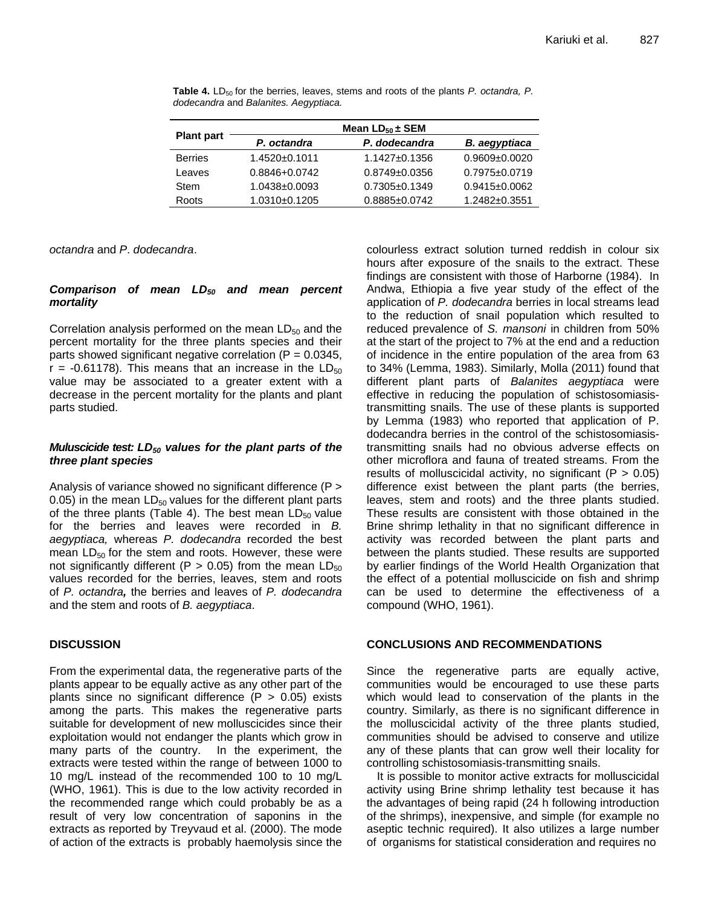**Table 4.** $LD_{50}$ for the berries, leaves, stems and roots of the plants *P. octandra, P. dodecandra* and *Balanites. Aegyptiaca.*

| Plant part | Mean $LD_{50}$ ± SEM | | |
|---|---|---|---|
| | *P. octandra* | *P. dodecandra* | *B. aegyptiaca* |
| Berries | 1.4520±0.1011 | 1.1427±0.1356 | 0.9609±0.0020 |
| Leaves | 0.8846+0.0742 | 0.8749±0.0356 | 0.7975±0.0719 |
| Stem | 1.0438±0.0093 | 0.7305±0.1349 | 0.9415±0.0062 |
| Roots | 1.0310±0.1205 | 0.8885±0.0742 | 1.2482±0.3551 |

*octandra* and *P*. *dodecandra*.

### *Comparison of mean $LD_{50}$ and mean percent mortality*

Correlation analysis performed on the mean $LD_{50}$ and the percent mortality for the three plants species and their parts showed significant negative correlation ($P = 0.0345$, $r = -0.61178$). This means that an increase in the $LD_{50}$ value may be associated to a greater extent with a decrease in the percent mortality for the plants and plant parts studied.

### *Muluscicide test: $LD_{50}$ values for the plant parts of the three plant species*

Analysis of variance showed no significant difference ($P > 0.05$) in the mean $LD_{50}$ values for the different plant parts of the three plants (Table 4). The best mean $LD_{50}$ value for the berries and leaves were recorded in *B. aegyptiaca,* whereas *P. dodecandra* recorded the best mean $LD_{50}$ for the stem and roots. However, these were not significantly different ($P > 0.05$) from the mean $LD_{50}$ values recorded for the berries, leaves, stem and roots of *P. octandra***,** the berries and leaves of *P. dodecandra* and the stem and roots of *B. aegyptiaca*.

## DISCUSSION

From the experimental data, the regenerative parts of the plants appear to be equally active as any other part of the plants since no significant difference ($P > 0.05$) exists among the parts. This makes the regenerative parts suitable for development of new molluscicides since their exploitation would not endanger the plants which grow in many parts of the country. In the experiment, the extracts were tested within the range of between 1000 to 10 mg/L instead of the recommended 100 to 10 mg/L (WHO, 1961). This is due to the low activity recorded in the recommended range which could probably be as a result of very low concentration of saponins in the extracts as reported by Treyvaud et al. (2000). The mode of action of the extracts is probably haemolysis since the colourless extract solution turned reddish in colour six hours after exposure of the snails to the extract. These findings are consistent with those of Harborne (1984). In Andwa, Ethiopia a five year study of the effect of the application of *P. dodecandra* berries in local streams lead to the reduction of snail population which resulted to reduced prevalence of *S. mansoni* in children from 50% at the start of the project to 7% at the end and a reduction of incidence in the entire population of the area from 63 to 34% (Lemma, 1983). Similarly, Molla (2011) found that different plant parts of *Balanites aegyptiaca* were effective in reducing the population of schistosomiasis-transmitting snails. The use of these plants is supported by Lemma (1983) who reported that application of P. dodecandra berries in the control of the schistosomiasis-transmitting snails had no obvious adverse effects on other microflora and fauna of treated streams. From the results of molluscicidal activity, no significant ($P > 0.05$) difference exist between the plant parts (the berries, leaves, stem and roots) and the three plants studied. These results are consistent with those obtained in the Brine shrimp lethality in that no significant difference in activity was recorded between the plant parts and between the plants studied. These results are supported by earlier findings of the World Health Organization that the effect of a potential molluscicide on fish and shrimp can be used to determine the effectiveness of a compound (WHO, 1961).

## CONCLUSIONS AND RECOMMENDATIONS

Since the regenerative parts are equally active, communities would be encouraged to use these parts which would lead to conservation of the plants in the country. Similarly, as there is no significant difference in the molluscicidal activity of the three plants studied, communities should be advised to conserve and utilize any of these plants that can grow well their locality for controlling schistosomiasis-transmitting snails.

It is possible to monitor active extracts for molluscicidal activity using Brine shrimp lethality test because it has the advantages of being rapid (24 h following introduction of the shrimps), inexpensive, and simple (for example no aseptic technic required). It also utilizes a large number of organisms for statistical consideration and requires no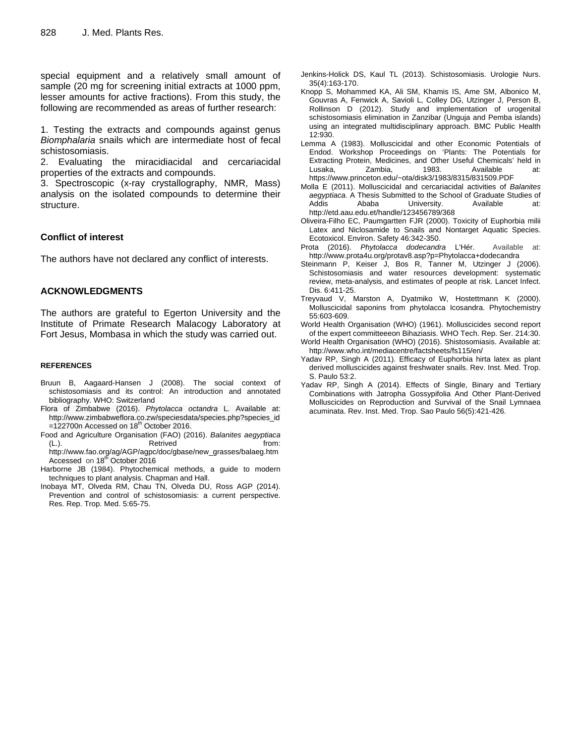special equipment and a relatively small amount of sample (20 mg for screening initial extracts at 1000 ppm, lesser amounts for active fractions). From this study, the following are recommended as areas of further research:

1. Testing the extracts and compounds against genus *Biomphalaria* snails which are intermediate host of fecal schistosomiasis.
2. Evaluating the miracidiacidal and cercariacidal properties of the extracts and compounds.
3. Spectroscopic (x-ray crystallography, NMR, Mass) analysis on the isolated compounds to determine their structure.

## Conflict of interest

The authors have not declared any conflict of interests.

## ACKNOWLEDGMENTS

The authors are grateful to Egerton University and the Institute of Primate Research Malacogy Laboratory at Fort Jesus, Mombasa in which the study was carried out.

## REFERENCES

Bruun B, Aagaard-Hansen J (2008). The social context of schistosomiasis and its control: An introduction and annotated bibliography. WHO: Switzerland

Flora of Zimbabwe (2016). *Phytolacca octandra* L. Available at: http://www.zimbabweflora.co.zw/speciesdata/species.php?species_id=122700n Accessed on 18th October 2016.

Food and Agriculture Organisation (FAO) (2016). *Balanites aegyptiaca* (L.). Retrived from: http://www.fao.org/ag/AGP/agpc/doc/gbase/new_grasses/balaeg.htm Accessed on 18th October 2016

Harborne JB (1984). Phytochemical methods, a guide to modern techniques to plant analysis. Chapman and Hall.

Inobaya MT, Olveda RM, Chau TN, Olveda DU, Ross AGP (2014). Prevention and control of schistosomiasis: a current perspective. Res. Rep. Trop. Med. 5:65-75.

Jenkins-Holick DS, Kaul TL (2013). Schistosomiasis. Urologie Nurs. 35(4):163-170.

Knopp S, Mohammed KA, Ali SM, Khamis IS, Ame SM, Albonico M, Gouvras A, Fenwick A, Savioli L, Colley DG, Utzinger J, Person B, Rollinson D (2012). Study and implementation of urogenital schistosomiasis elimination in Zanzibar (Unguja and Pemba islands) using an integrated multidisciplinary approach. BMC Public Health 12:930.

Lemma A (1983). Molluscicidal and other Economic Potentials of Endod. Workshop Proceedings on 'Plants: The Potentials for Extracting Protein, Medicines, and Other Useful Chemicals' held in Lusaka, Zambia, 1983. Available at: https://www.princeton.edu/~ota/disk3/1983/8315/831509.PDF

Molla E (2011). Molluscicidal and cercariacidal activities of *Balanites aegyptiaca.* A Thesis Submitted to the School of Graduate Studies of Addis Ababa University. Available at: http://etd.aau.edu.et/handle/123456789/368

Oliveira-Filho EC, Paumgartten FJR (2000). Toxicity of Euphorbia milii Latex and Niclosamide to Snails and Nontarget Aquatic Species. Ecotoxicol. Environ. Safety 46:342-350.

Prota (2016). *Phytolacca dodecandra* L'Hér. Available at: http://www.prota4u.org/protav8.asp?p=Phytolacca+dodecandra

Steinmann P, Keiser J, Bos R, Tanner M, Utzinger J (2006). Schistosomiasis and water resources development: systematic review, meta-analysis, and estimates of people at risk. Lancet Infect. Dis. 6:411-25.

Treyvaud V, Marston A, Dyatmiko W, Hostettmann K (2000). Molluscicidal saponins from phytolacca Icosandra. Phytochemistry 55:603-609.

World Health Organisation (WHO) (1961). Molluscicides second report of the expert committeeeon Bihaziasis. WHO Tech. Rep. Ser. 214:30.

World Health Organisation (WHO) (2016). Shistosomiasis. Available at: http://www.who.int/mediacentre/factsheets/fs115/en/

Yadav RP, Singh A (2011). Efficacy of Euphorbia hirta latex as plant derived molluscicides against freshwater snails. Rev. Inst. Med. Trop. S. Paulo 53:2.

Yadav RP, Singh A (2014). Effects of Single, Binary and Tertiary Combinations with Jatropha Gossypifolia And Other Plant-Derived Molluscicides on Reproduction and Survival of the Snail Lymnaea acuminata. Rev. Inst. Med. Trop. Sao Paulo 56(5):421-426.